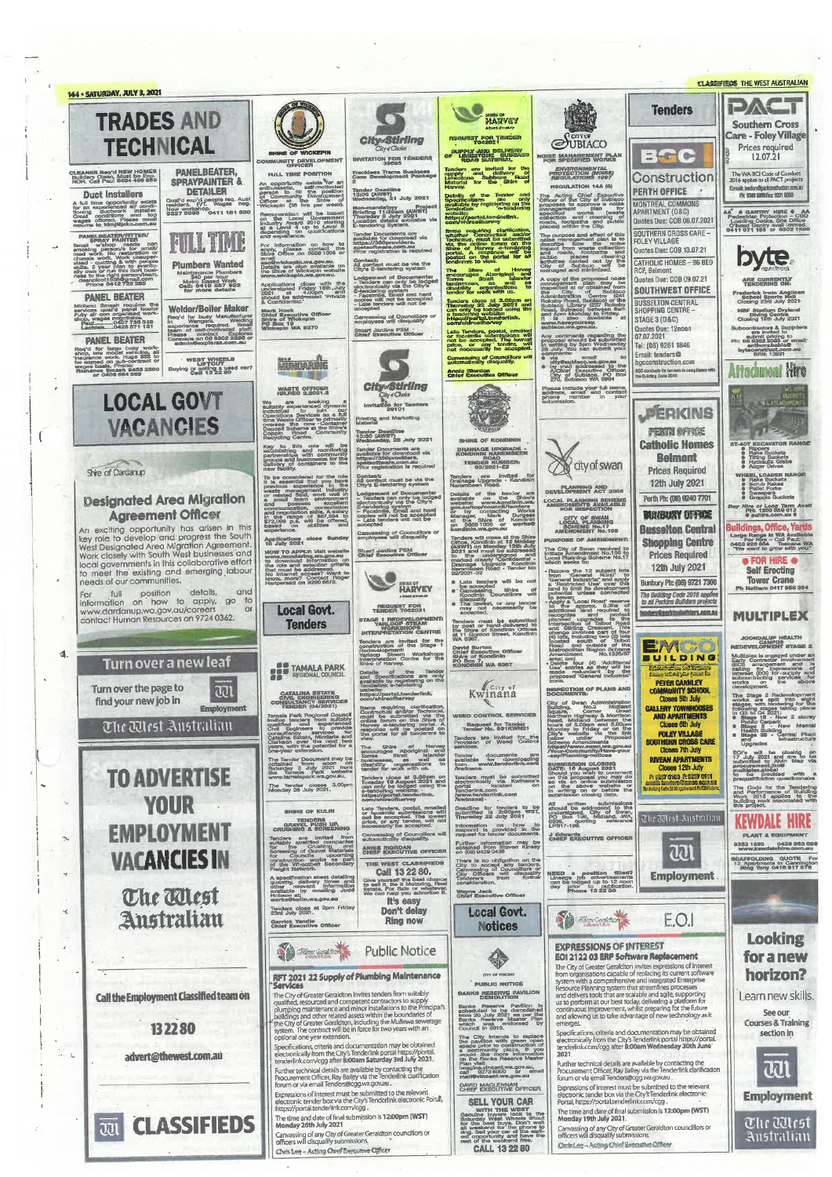# TRADES AND TECHNICAL

**CLEANER** Req'd NEW HOMES Builders Clean. Must be Exp. NOR. Call Paul 0404 466 850

## Duct Installers

A full time opportunity exists for an experienced air conditioning ductwork installer. Great conditions and top wages offered. Please email resume to: kim@kilco.com.au

**PANELBEATER/FITTER/SPRAY PAINTER** Small w/shop needs non smoking person/s for small med works. No restoration or chassis work. Work unsupervised - quoting & with people skills. 5 year plan to eventually own or run this SoR business to the right person/team. ... Phone 0412 752 555

## PANEL BEATER

Midland Smash requires the services qualified panel beater. Fully all own organised workshop, wages negotiable. Paul ... 0407 735 518 ... 9274 111

## PANEL BEATER

Req'd for large busy workshop, late model vehicles, all insurance work. Huge \$\$\$ to be earned on a contract or wages basis. Phone: Ross ... 9455 2580 or 0409 684 669

## PANELBEATER, SPRAYPAINTER & DETAILER

Qual'd exp'd people req. Aust resident. F/T. Wages neg. Now workshop. 9227 0996 0411 181 630

# FULL TIME

## Plumbers Wanted

Maintenance Plumbers \$40 per hour Metro Based Work Call: 0418 587 992 for more details

## Welder/Boiler Maker

Req'd for busy Manufacturer in Wangara. Welding experience required. Small team of self-motivated staff. Please contact Explorer Caravans on 9302 2256 or admin@explorer.com.au

**WEST WHEELS LIFTOUT** Buying or selling a used car? Call 13 22 80

# LOCAL GOVT VACANCIES

Shire of Dardanup

## Designated Area Migration Agreement Officer

An exciting opportunity has arisen in this key role to develop and progress the South West Designated Area Migration Agreement. Work closely with South West businesses and local governments in this collaborative effort to meet the existing and emerging labour needs of our communities.

For full position details, and information on how to apply, go to www.dardanup.wa.gov.au/careers or contact Human Resources on 9724 0362.

## SHIRE OF WICKEPIN

### COMMUNITY DEVELOPMENT OFFICER

**FULL TIME POSITION**

An opportunity exists for an enthusiastic, self-motivated person to fill the position of Community Development Officer at the Shire of Wickepin (38 hrs per week).

Remuneration will be based on the Local Government Industry Award 2010 starting at a Level 4 up to Level 5 depending on qualifications and experience.

For information on how to apply, please contact the Shire Office on 9888 1006 or email: ceo@wickepin.wa.gov.au. Details are also available on the Shire of Wickepin website www.wickepin.wa.gov.au.

Applications close with the undersigned Friday 16th July 2021 at 4.00pm and should be addressed 'Private & Confidential':

Mark Hook
Chief Executive Officer
Shire of Wickepin
PO Box 10
Wickepin WA 6370

## MUNDARING

### WASTE OFFICER
NR.FS0 S.2021.8

We are seeking a suitably experienced dynamic individual to join our Operations Services as a full time Waste Officer to primarily oversee the new Container Deposit Scheme at the Shire's Coppin Road Community Recycling Centre.

Key to this role will be establishing and monitoring partnerships with community groups and businesses for the delivery of containers to the new facility.

To be considered for the role it is essential that you have previous experience in the waste management industry or related field, work well in a small team environment and possess excellent communication, coordination and negotiation skills. A salary in the range of \$67,654 to \$72,696 p.a. will be offered, based on abilities and experience.

Applications close Sunday 18 July 2021

HOW TO APPLY: Visit website www.mundaring.wa.gov.au to download information on the role and selection criteria that must be addressed. No internet access? Want to know more? Contact Roger Harperzad on 9290 6673.

# Local Govt. Tenders

## TAMALA PARK REGIONAL COUNCIL

### CATALINA ESTATE CIVIL ENGINEERING CONSULTANCY SERVICES TENDER (04/2021)

Tamala Park Regional Council invites tenders from suitably qualified and experienced Civil Engineers to provide consultancy services for Catalina Estate, Mindarie and Clarkson over the next two years with the potential for a one-year extension.

The Tender Document may be obtained from and submitted via the Tamala Park Regional Council's website www.tamalapark.wa.gov.au.

The Tender closes 3.00pm Monday 26 July 2021.

## SHIRE OF KULIN

### TENDERS GRAVEL PUSH UP, CRUSHING & SCREENING

Tenders are invited from suitably qualified companies for the Crushing and Screening of Gravel Materials for Councils upcoming construction works as part of the Wheatbelt Secondary Freight Network.

A specification sheet detailing quantity, delivery times and other relevant information is available by emailing Judd Hobson at works@kulin.wa.gov.au

Tenders close at 2pm Friday 23rd July 2021.

Garrick Yandle
Chief Executive Officer

## City of Stirling

### INVITATION FOR TENDERS 39005

**Trackless Trams Business Case Development Package 3**

Tender Deadline
12:00 (AWST)
Wednesday, 21 July 2021

Non-mandatory Project Briefing 11:30am (AWST) Thursday 8 July 2021. Location details available via E-tendering System.

Tender Documents are available for download via https://360providers.spendvisions.com.au. Prior registration is required.

**Contact:**
All contact must be via the City's E-tendering system

**Lodgement of Documents:**
- Tenders can only be lodged electronically via the City's E-tendering system
- Facsimile, Email and hard copies will not be accepted
- Late tenders will not be accepted

Canvassing of Councillors or employees will disqualify

Stuart Jardine PSM
Chief Executive Officer

## City of Stirling

### Invitation for Tenders 39101

**Printing and Marketing Material**

Tender Deadline
13:00 (AWST)
Wednesday, 28 July 2021

Tender Documents are available for download via https://360providers.spendvisions.com.au. Prior registration is required.

**Contact:**
All contact must be via the City's E-tendering system

**Lodgement of Documents:**
- Tenders can only be lodged electronically via the City's E-tendering system
- Facsimile, Email and hard copies will not be accepted
- Late tenders will not be accepted

Canvassing of Councillors or employees will disqualify

Stuart Jardine PSM
Chief Executive Officer

## SHIRE OF HARVEY

### REQUEST FOR TENDER T06/2021

**STAGE 1 REDEVELOPMENT YARLOOP STEAM WORKSHOPS INTERPRETATION CENTRE**

Tenders are invited for the construction of the Stage 1 Redevelopment of the Yarloop Steam Workshops Interpretation Centre for the Shire of Harvey.

Details of the Tender and Specifications are only available by registering on the Tenderlink e-tendering website: https://portal.tenderlink.com/shireofharvey

Items requiring clarification, Contractual and/or Technical, must be submitted via the online forum on the Shire of Harvey e-tendering website. The response will be posted on the portal for all tenderers to view.

The Shire of Harvey encourages Aboriginal and Torres Strait Islander businesses, as well as disability organisations to tender for work with us.

Tenders close at 3.00pm on Tuesday 10 August 2021 and can only be lodged using the e-tendering website https://portal.tenderlink.com/shireofharvey

Late tenders, postal, emailed or facsimile submissions will not be accepted. The lowest price, or any tender, will not necessarily be accepted.

Canvassing of Councillors will automatically disqualify.

ANNIE RIORDAN
CHIEF EXECUTIVE OFFICER

## SHIRE OF HARVEY

### REQUEST FOR TENDER T04/2021

**SUPPLY AND DELIVERY OF LIMESTONE, SUBBASE ROAD MATERIAL**

Tenders are invited for the supply and delivery of Limestone, Subbase Road Material for the Shire of Harvey.

Details of the Tender and Specifications are only available by registering on the Tenderlink e-tendering website: https://portal.tenderlink.com/shireofharvey

Items requiring clarification, whether Contractual and/or Technical, must be submitted via the online forum on the Shire of Harvey e-tendering portal. The response will be posted on the portal for all tenderers to view.

The Shire of Harvey encourages Aboriginal and Torres Strait Islander businesses, as well as disability organisations to tender for work with us.

Tenders close at 3.00pm on Thursday 22 July 2021 and can only be lodged using the e-tendering website https://portal.tenderlink.com/shireofharvey

Late Tenders, postal, emailed or facsimile submissions will not be accepted. The lowest price, or any tender, will not necessarily be accepted.

Canvassing of Councillors will automatically disqualify.

Annie Riordan
Chief Executive Officer

## SHIRE OF KONDININ

### DRAINAGE UPGRADE – KONDININ NAREMBEEN ROAD
### TENDER NUMBER: 02/2021-22

Tenders are invited for Drainage Upgrade - Kondinin Narembeen Road.

Details of the tender are available on the Shire's website www.kondinin.wa.gov.au/Supplements/Tenders or by contacting Works Manager Brendan Hunt at the Shire of Kondinin on 9889 1006 or works@kondinin.wa.gov.au

Tenders will close on at the Shire Office, Kondinin at 12 Midday (AWST) on Monday 19th July 2021 and must be addressed and clearly labelled 'Tender — Drainage Upgrade — Kondinin Narembeen Road — Tender No 02/2021-22'

- Late tenders will not be accepted
- Canvassing Shire of Kondinin Councillors will disqualify.
- The lowest or any tender may not necessarily be accepted.

Tenders must be submitted by post or hand-delivered to the Shire of Kondinin Offices at 11 Gordon Street, Kondinin WA 6367.

David Burton
Chief Executive Officer
Shire of Kondinin
PO Box 7
KONDININ WA 6367

## City of Kwinana

### WEED CONTROL SERVICES

Request for Tender
Tender No. 591KWN21

Tenders are invited for the Provision of Weed Control Services.

Tender documents are available for downloading from www.tenderlink.com/kwinana.

Tenders must be submitted electronically via Kwinana's portal located on Tenderlink.com (www.tenderlink.com/kwinana).

Deadline for tenders to be submitted is 2:00pm WST, Thursday 22 July 2021.

Information on how to respond is provided in the request for tender documents.

Further information may be obtained from Steven Kinsey on (08) 9439 0436.

There is no obligation on the City to accept any tenders. Canvassing of Councillors or City Officers will disqualify the tenderer from further consideration.

Wayne Jack
Chief Executive Officer

## City of Subiaco

### NOISE MANAGEMENT PLAN FOR SPECIFIED WORKS

ENVIRONMENTAL PROTECTION (NOISE) REGULATIONS 1997

REGULATION 14A (5)

The Acting Chief Executive Officer of the City of Subiaco proposes to approve a noise management plan for specified works (waste collection and cleaning of roads, footpaths and public places) within the City.

The purpose and effect of this noise management plan is to describe how the noise impact from waste collection and roads, footpaths and public places cleaning activities carried out by the City of Subiaco will be managed and minimised.

A copy of the proposed noise management plan may be inspected at or obtained from the City of Subiaco Administration Centre (241 Rokeby Road, Subiaco) or the Subiaco Library (237 Rokeby Road, Subiaco) between 8am and 5pm Monday to Friday, or viewed online at www.haveyoursay.subiaco.wa.gov.au.

Any comments regarding the proposal should be submitted in writing by 5pm Wednesday 28 July. You can submit your comments:

- via email to city@subiaco.wa.gov.au
- by mail addressed to the A/Chief Executive Officer, City of Subiaco, PO Box 270, Subiaco WA 6904

Please include your full name, address, email and contact phone number in your submission.

## City of Swan

### PLANNING AND DEVELOPMENT ACT 2005

### LOCAL PLANNING SCHEME AMENDMENT AVAILABLE FOR INSPECTION

**CITY OF SWAN LOCAL PLANNING SCHEME No. 17 AMENDMENT No.186**

**PURPOSE OF AMENDMENT:**

The City of Swan resolved to initiate Amendment No.186 to Local Planning Scheme No.17 which seeks to:

- Rezone the 10 subject lots from 'General Rural' to 'General Industrial' and apply 'Restricted Use' over the land to limit its development potential unless connected to sewer;
- Apply a 'Local Road' reserve to the approx. 0.3ha of additional land required to facilitate and protect planned upgrades to the intersection of Talbot Road and Stirling Crescent. This change involves part of four (4) lots, including two (2) lots located south of Talbot Road and outside of the Metropolitan Region Scheme Amendment No.1325/57
- Delete four (4) 'Additional Use' entries as they will be made redundant by the proposed 'General Industrial' zone.

**INSPECTION OF PLANS AND DOCUMENTS:**

City of Swan Administration Building, No.2 Midland Square, Corner Great Northern Highway & Morrison Road, Midland between the hours of 8.00am and 5.00pm Monday to Friday or on the City website via the link below under Proposed Scheme Amendments www.swan.wa.gov.au/Your-Council/Have-your-say/Planning-notices

**SUBMISSION CLOSING DATE:** 16 August 2021

Should you wish to comment on this proposal you may do so via an online submission on the above website or in writing on or before the submission closing date.

All written submissions should be addressed to the Chief Executive Officer, City of Swan, PO Box 196, Midland, WA, 6936, quoting reference LP817-196.

J Edwards
CHIEF EXECUTIVE OFFICER

**NEED a position filled?** Lineage job advertisements can be lodged up to 12 noon day prior to publication. Phone 13 22 80

# Tenders

## BGC Construction

### PERTH OFFICE

**MONTREAL COMMONS APARTMENT (D&C)**
Quotes Due: COB 06.07.2021

**SOUTHERN CROSS CARE – FOLEY VILLAGE**
Quotes Due: COB 13.07.21

**CATHOLIC HOMES – 86 BEO RCF, Belmont**
Quotes Due: COB 09.07.21

**SOUTHWEST OFFICE**

**BUSSELTON CENTRAL SHOPPING CENTRE – STAGE 3 (D&C)**
Quotes Due: 12noon 07.07.2021

Tel: (08) 9261 1846
Email: tenders@bgcconstruction.com

## PERKINS

### PERTH OFFICE

**Catholic Homes Belmont**
Prices Required
12th July 2021
Perth Ph: (08) 9240 7701

### BUNBURY OFFICE

**Busselton Central Shopping Centre**
Prices Required
12th July 2021
Bunbury Ph: (08) 9721 7300

## EMCO BUILDING

**PETER CARNLEY COMMUNITY SCHOOL**
Closes 5th July

**GALLERY TOWNHOUSES AND APARTMENTS**
Closes 5th July

**FOLEY VILLAGE SOUTHERN CROSS CARE**
Closes 7th July

**RIVEAN APARTMENTS**
Closes 12th July

## PACT

**Southern Cross Care - Foley Village**
Prices required 12.07.21

**AA** GANTRY HIRE **AA** Pedestrian Protection – CBD Loading Docks. Site Office Crossovers. Gantry and Ramps. 0411 071 164 or 9302 1660

## byte

**ARE CURRENTLY TENDERING ON:**

Frederick Irwin Anglican School Sports Hall
Closing 22nd July 2021

HBF Stadium Dryland Diving Centre
Closing 19th July 2021

Subcontractors & Suppliers are invited to submit pricing to: Ph: 08 9382 3088 or email: estimating@byteconstruct.com.au

## Attachment Hire

ST-40T EXCAVATOR RANGE: Rippers, Rake Buckets, Tilting Buckets, Hydraulic Grabs, Auger Drives

WHEEL LOADER RANGE: Rake Buckets, Scrub Rakes, Pallet Forks, Sweepers, Grapple Buckets

Day Hire or Long Term Avail

## Buildings, Office, Yards

**FOR HIRE**

**Self Erecting Tower Crane**

## MULTIPLEX

### JOONDALUP HEALTH CAMPUS REDEVELOPMENT STAGE 2

Multiplex is engaged under an Early Contractor Involvement (ECI) arrangement and is seeking Expressions of Interest (EOI) for supply and subcontracting services for works on the above development.

The Stage 2 Redevelopment works are split into eight stages, with tendering for the following stages being done in Q3 to Q4 of 2021:
- Stage 1B - New 2 storey Public Carpark
- Stage 3 - New Mental Health Building
- Stage 4 - Central Plant and Infrastructure Upgrades

EOI's will be closing on 17 July 2021 and are to be submitted to Alvin Mao via procurement@multiplex.global. To be considered with a purchasing Code of the Tendering and Performance of Building Work 2016 applies to the building work associated with this project.

## KEWDALE HIRE

PLANT & EQUIPMENT
9353 1000 0439 963 999
www.kewdalehire.com.au

SCAFFOLDING QUOTE For 12 Apartments in Cannington Ring Tony 0418 917 678

## City of Greater Geraldton

# Public Notice

### RFT 2021 22 Supply of Plumbing Maintenance Services

The City of Greater Geraldton invites tenders from suitably qualified, resourced and competent contractors to supply plumbing maintenance and minor installations to the Principal's buildings and other related assets within the boundaries of the City of Greater Geraldton, including the Mullewa township. The contract will be in force for two years with an optional one year extension.

Specifications, criteria and documentation may be obtained electronically from the City's Tenderlink portal https://portal.tenderlink.com/cgg after 8:00am Saturday 3rd July 2021.

Further technical details are available by contacting the Procurement Officer, Ray Bailey via the Tenderlink clarification forum or via email Tenders@cgg.wa.gov.au.

Expressions of Interest must be submitted to the relevant electronic tender box via the City's Tenderlink electronic Portal, https://portal.tenderlink.com/cgg.

The time and date of final submission is **12:00pm (WST) Monday 26th July 2021**

Canvassing of any City of Greater Geraldton councillors or officers will disqualify submissions.

Chris Lee – Acting Chief Executive Officer

## CITY OF VINCENT

### PUBLIC NOTICE

**BANKS RESERVE PAVILION DEMOLITION**

Banks Reserve Pavilion is scheduled to be demolished from 20 July 2021 as per the Banks Reserve Master Plan which was endorsed by Council in 2018.

The City intends to replace the pavilion with green open space prior to construction of a community plaza. If you would like any more information on the Banks Reserve Master Plan visit imagine.vincent.wa.gov.au, call 9273 6000 or email mail@vincent.wa.gov.au

DAVID MACLENNAN
CHIEF EXECUTIVE OFFICER

**SELL YOUR CAR WITH THE WEST** Genuine buyers look to the Saturday West Wheels liftout for the best buys. Don't wait all weekend for the phone to ring. Sell your car at the start of the weekend and have the rest of the weekend free. CALL 13 22 80

## E.O.I

### EXPRESSIONS OF INTEREST
### EOI 2122 03 ERP Software Replacement

The City of Greater Geraldton invites expressions of interest from organisations capable of replacing its current software system with a comprehensive and integrated Enterprise Resource Planning system that streamlines processes and delivers tools that are scalable and agile, supporting us to perform at our best today, delivering a platform for continuous improvement, whilst preparing for the future and allowing us to take advantage of new technology as it emerges.

Specifications, criteria and documentation may be obtained electronically from the City's Tenderlink portal https://portal.tenderlink.com/cgg after **8:00am Wednesday 30th June 2021**

Further technical details are available by contacting the Procurement Officer, Ray Bailey via the Tenderlink clarification forum or via email Tenders@cgg.wa.gov.au.

Expressions of Interest must be submitted to the relevant electronic tender box via the City's Tenderlink electronic Portal, https://portal.tenderlink.com/cgg.

The time and date of final submission is **12:00pm (WST) Monday 19th July 2021.**

Canvassing of any City of Greater Geraldton councillors or officers will disqualify submissions.

Chris Lee – Acting Chief Executive Officer

---

# Turn over a new leaf

Turn over the page to find your new job in Employment

The West Australian

# TO ADVERTISE YOUR EMPLOYMENT VACANCIES IN The West Australian

Call the Employment Classified team on

**13 22 80**

advert@thewest.com.au

# CLASSIFIEDS

**THE WEST CLASSIFIEDS Call 13 22 80.** Give yourself the best chance to sell it. Be it a stamp, flat or a boat. For ads or whatever, We can help you advertise it. It's easy. Don't delay. Ring now

# Local Govt. Notices

# Looking for a new horizon?

Learn new skills. See our Courses & Training section in Employment

The West Australian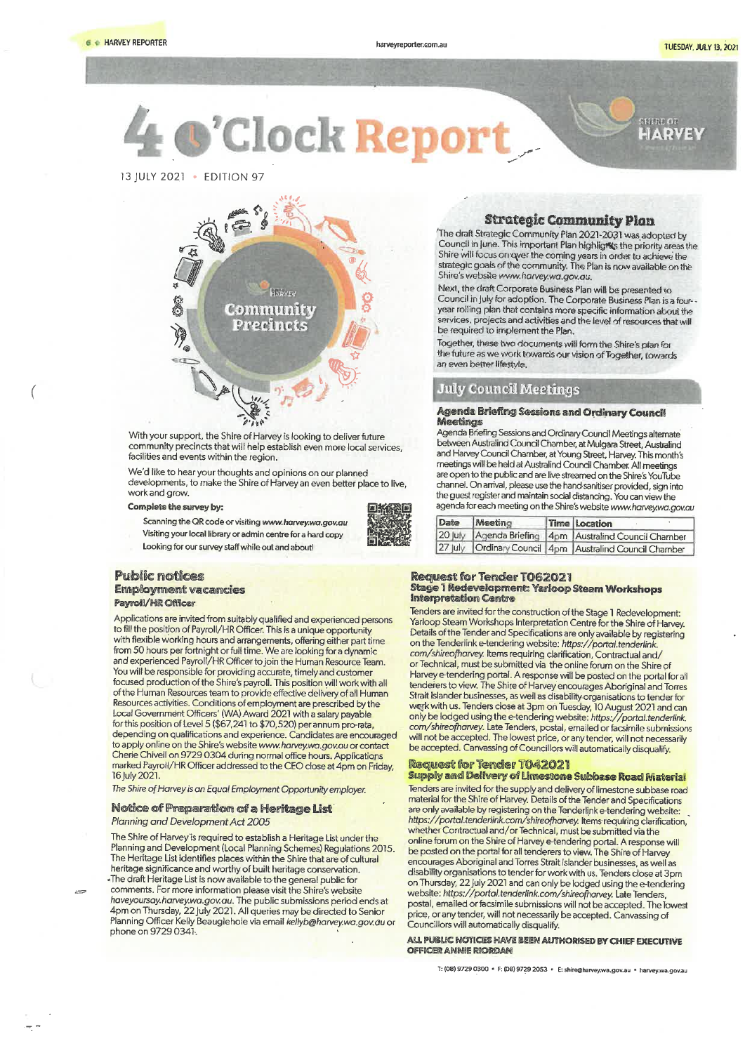# 4 O'Clock Report

13 JULY 2021 • EDITION 97

## Community Precincts

With your support, the Shire of Harvey is looking to deliver future community precincts that will help establish even more local services, facilities and events within the region.

We'd like to hear your thoughts and opinions on our planned developments, to make the Shire of Harvey an even better place to live, work and grow.

**Complete the survey by:**

- Scanning the QR code or visiting *www.harvey.wa.gov.au*
- Visiting your local library or admin centre for a hard copy
- Looking for our survey staff while out and about!

## Strategic Community Plan

The draft Strategic Community Plan 2021-2031 was adopted by Council in June. This important Plan highlights the priority areas the Shire will focus on over the coming years in order to achieve the strategic goals of the community. The Plan is now available on the Shire's website *www.harvey.wa.gov.au*.

Next, the draft Corporate Business Plan will be presented to Council in July for adoption. The Corporate Business Plan is a four-year rolling plan that contains more specific information about the services, projects and activities and the level of resources that will be required to implement the Plan.

Together, these two documents will form the Shire's plan for the future as we work towards our vision of Together, towards an even better lifestyle.

## July Council Meetings

### Agenda Briefing Sessions and Ordinary Council Meetings

Agenda Briefing Sessions and Ordinary Council Meetings alternate between Australind Council Chamber, at Mulgara Street, Australind and Harvey Council Chamber, at Young Street, Harvey. This month's meetings will be held at Australind Council Chamber. All meetings are open to the public and are live streamed on the Shire's YouTube channel. On arrival, please use the hand sanitiser provided, sign into the guest register and maintain social distancing. You can view the agenda for each meeting on the Shire's website *www.harvey.wa.gov.au*

| Date | Meeting | Time | Location |
|---|---|---|---|
| 20 July | Agenda Briefing | 4pm | Australind Council Chamber |
| 27 July | Ordinary Council | 4pm | Australind Council Chamber |

## Public notices

### Employment vacancies

#### Payroll/HR Officer

Applications are invited from suitably qualified and experienced persons to fill the position of Payroll/HR Officer. This is a unique opportunity with flexible working hours and arrangements, offering either part time from 50 hours per fortnight or full time. We are looking for a dynamic and experienced Payroll/HR Officer to join the Human Resource Team. You will be responsible for providing accurate, timely and customer focused production of the Shire's payroll. This position will work with all of the Human Resources team to provide effective delivery of all Human Resources activities. Conditions of employment are prescribed by the Local Government Officers' (WA) Award 2021 with a salary payable for this position of Level 5 ($67,241 to $70,520) per annum pro-rata, depending on qualifications and experience. Candidates are encouraged to apply online on the Shire's website *www.harvey.wa.gov.au* or contact Cherie Chivell on 9729 0304 during normal office hours. Applications marked Payroll/HR Officer addressed to the CEO close at 4pm on Friday, 16 July 2021.

*The Shire of Harvey is an Equal Employment Opportunity employer.*

### Notice of Preparation of a Heritage List

*Planning and Development Act 2005*

The Shire of Harvey is required to establish a Heritage List under the Planning and Development (Local Planning Schemes) Regulations 2015. The Heritage List identifies places within the Shire that are of cultural heritage significance and worthy of built heritage conservation.

The draft Heritage List is now available to the general public for comments. For more information please visit the Shire's website *haveyoursay.harvey.wa.gov.au*. The public submissions period ends at 4pm on Thursday, 22 July 2021. All queries may be directed to Senior Planning Officer Kelly Beauglehole via email *kellyb@harvey.wa.gov.au* or phone on 9729 0341.

### Request for Tender T062021

#### Stage 1 Redevelopment: Yarloop Steam Workshops Interpretation Centre

Tenders are invited for the construction of the Stage 1 Redevelopment: Yarloop Steam Workshops Interpretation Centre for the Shire of Harvey. Details of the Tender and Specifications are only available by registering on the Tenderlink e-tendering website: *https://portal.tenderlink.com/shireofharvey*. Items requiring clarification, Contractual and/or Technical, must be submitted via the online forum on the Shire of Harvey e-tendering portal. A response will be posted on the portal for all tenderers to view. The Shire of Harvey encourages Aboriginal and Torres Strait Islander businesses, as well as disability organisations to tender for work with us. Tenders close at 3pm on Tuesday, 10 August 2021 and can only be lodged using the e-tendering website: *https://portal.tenderlink.com/shireofharvey*. Late Tenders, postal, emailed or facsimile submissions will not be accepted. The lowest price, or any tender, will not necessarily be accepted. Canvassing of Councillors will automatically disqualify.

### Request for Tender T042021

#### Supply and Delivery of Limestone Subbase Road Material

Tenders are invited for the supply and delivery of limestone subbase road material for the Shire of Harvey. Details of the Tender and Specifications are only available by registering on the Tenderlink e-tendering website: *https://portal.tenderlink.com/shireofharvey*. Items requiring clarification, whether Contractual and/or Technical, must be submitted via the online forum on the Shire of Harvey e-tendering portal. A response will be posted on the portal for all tenderers to view. The Shire of Harvey encourages Aboriginal and Torres Strait Islander businesses, as well as disability organisations to tender for work with us. Tenders close at 3pm on Thursday, 22 July 2021 and can only be lodged using the e-tendering website: *https://portal.tenderlink.com/shireofharvey*. Late Tenders, postal, emailed or facsimile submissions will not be accepted. The lowest price, or any tender, will not necessarily be accepted. Canvassing of Councillors will automatically disqualify.

**ALL PUBLIC NOTICES HAVE BEEN AUTHORISED BY CHIEF EXECUTIVE OFFICER ANNIE RIORDAN**

T: (08) 9729 0300 • F: (08) 9729 2053 • E: shire@harvey.wa.gov.au • harvey.wa.gov.au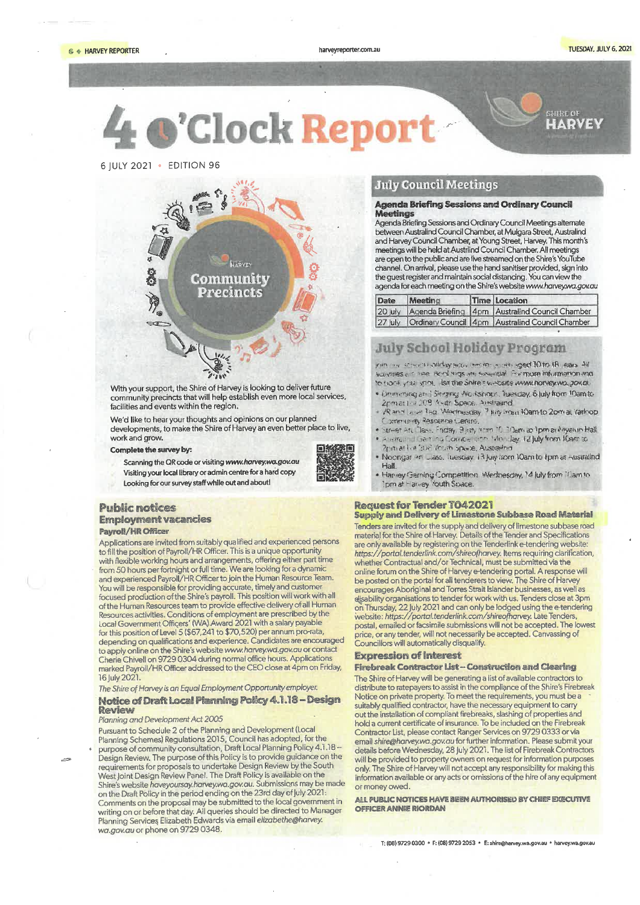# 4 O'Clock Report

6 JULY 2021 • EDITION 96

## Community Precincts

With your support, the Shire of Harvey is looking to deliver future community precincts that will help establish even more local services, facilities and events within the region.

We'd like to hear your thoughts and opinions on our planned developments, to make the Shire of Harvey an even better place to live, work and grow.

**Complete the survey by:**

- Scanning the QR code or visiting ***www.harvey.wa.gov.au***
- Visiting your local library or admin centre for a hard copy
- Looking for our survey staff while out and about!

## July Council Meetings

### Agenda Briefing Sessions and Ordinary Council Meetings

Agenda Briefing Sessions and Ordinary Council Meetings alternate between Australind Council Chamber, at Mulgara Street, Australind and Harvey Council Chamber, at Young Street, Harvey. This month's meetings will be held at Australind Council Chamber. All meetings are open to the public and are live streamed on the Shire's YouTube channel. On arrival, please use the hand sanitiser provided, sign into the guest register and maintain social distancing. You can view the agenda for each meeting on the Shire's website *www.harvey.wa.gov.au*

| Date | Meeting | Time | Location |
|---|---|---|---|
| 20 July | Agenda Briefing | 4pm | Australind Council Chamber |
| 27 July | Ordinary Council | 4pm | Australind Council Chamber |

## July School Holiday Program

Join our school holiday activities for youth aged 10 to 18 years. All activities are free. Bookings are essential. For more information and to book your spot, visit the Shire's website *www.harvey.wa.gov.au*

- Drumming and Singing Workshop, Tuesday, 6 July from 10am to 2pm at the 208 Youth Space, Australind.
- VR and Laser Tag, Wednesday, 7 July from 10am to 2pm at Yarloop Community Resource Centre.
- Street Art Class, Friday, 9 July from 10.30am to 1pm at Myalup Hall.
- Australind Gaming Competition, Monday, 12 July from 10am to 2pm at the 208 Youth Space, Australind.
- Noongar Art Class, Tuesday, 13 July from 10am to 1pm at Australind Hall.
- Harvey Gaming Competition, Wednesday, 14 July from 10am to 1pm at Harvey Youth Space.

## Public notices

### Employment vacancies

#### Payroll/HR Officer

Applications are invited from suitably qualified and experienced persons to fill the position of Payroll/HR Officer. This is a unique opportunity with flexible working hours and arrangements, offering either part time from 50 hours per fortnight or full time. We are looking for a dynamic and experienced Payroll/HR Officer to join the Human Resource Team. You will be responsible for providing accurate, timely and customer focused production of the Shire's payroll. This position will work with all of the Human Resources team to provide effective delivery of all Human Resources activities. Conditions of employment are prescribed by the Local Government Officers' (WA) Award 2021 with a salary payable for this position of Level 5 ($67,241 to $70,520) per annum pro-rata, depending on qualifications and experience. Candidates are encouraged to apply online on the Shire's website *www.harvey.wa.gov.au* or contact Cherie Chivell on 9729 0304 during normal office hours. Applications marked Payroll/HR Officer addressed to the CEO close at 4pm on Friday, 16 July 2021.

*The Shire of Harvey is an Equal Employment Opportunity employer.*

### Notice of Draft Local Planning Policy 4.1.18 – Design Review

*Planning and Development Act 2005*

Pursuant to Schedule 2 of the Planning and Development (Local Planning Schemes) Regulations 2015, Council has adopted, for the purpose of community consultation, Draft Local Planning Policy 4.1.18 – Design Review. The purpose of this Policy is to provide guidance on the requirements for proposals to undertake Design Review by the South West Joint Design Review Panel. The Draft Policy is available on the Shire's website *haveyoursay.harvey.wa.gov.au*. Submissions may be made on the Draft Policy in the period ending on the 23rd day of July 2021. Comments on the proposal may be submitted to the local government in writing on or before that day. All queries should be directed to Manager Planning Services Elizabeth Edwards via email *elizabethe@harvey.wa.gov.au* or phone on 9729 0348.

### Request for Tender T042021

#### Supply and Delivery of Limestone Subbase Road Material

Tenders are invited for the supply and delivery of limestone subbase road material for the Shire of Harvey. Details of the Tender and Specifications are only available by registering on the Tenderlink e-tendering website: *https://portal.tenderlink.com/shireofharvey*. Items requiring clarification, whether Contractual and/or Technical, must be submitted via the online forum on the Shire of Harvey e-tendering portal. A response will be posted on the portal for all tenderers to view. The Shire of Harvey encourages Aboriginal and Torres Strait Islander businesses, as well as disability organisations to tender for work with us. Tenders close at 3pm on Thursday, 22 July 2021 and can only be lodged using the e-tendering website: *https://portal.tenderlink.com/shireofharvey*. Late Tenders, postal, emailed or facsimile submissions will not be accepted. The lowest price, or any tender, will not necessarily be accepted. Canvassing of Councillors will automatically disqualify.

### Expression of Interest

#### Firebreak Contractor List – Construction and Clearing

The Shire of Harvey will be generating a list of available contractors to distribute to ratepayers to assist in the compliance of the Shire's Firebreak Notice on private property. To meet the requirements, you must be a suitably qualified contractor, have the necessary equipment to carry out the installation of compliant firebreaks, slashing of properties and hold a current certificate of insurance. To be included on the Firebreak Contractor List, please contact Ranger Services on 9729 0333 or via email *shire@harvey.wa.gov.au* for further information. Please submit your details before Wednesday, 28 July 2021. The list of Firebreak Contractors will be provided to property owners on request for information purposes only. The Shire of Harvey will not accept any responsibility for making this information available or any acts or omissions of the hire of any equipment or money owed.

**ALL PUBLIC NOTICES HAVE BEEN AUTHORISED BY CHIEF EXECUTIVE OFFICER ANNIE RIORDAN**

T: (08) 9729 0300 • F: (08) 9729 2053 • E: shire@harvey.wa.gov.au • harvey.wa.gov.au